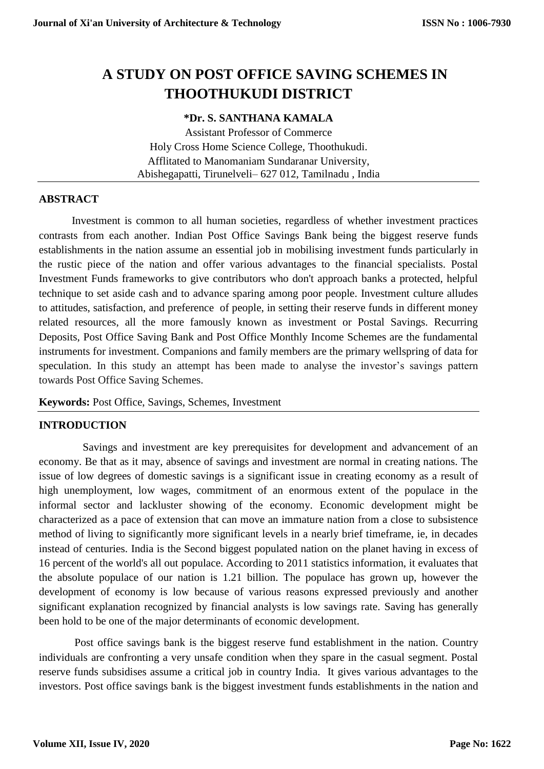# A STUDY ON POST OFFICE SAVING SCHEMES IN THOOTHUKUDI DISTRICT

**\*Dr. S. SANTHANA KAMALA**

Assistant Professor of Commerce
Holy Cross Home Science College, Thoothukudi.
Afflitated to Manomaniam Sundaranar University,
Abishegapatti, Tirunelveli– 627 012, Tamilnadu , India

## ABSTRACT

Investment is common to all human societies, regardless of whether investment practices contrasts from each another. Indian Post Office Savings Bank being the biggest reserve funds establishments in the nation assume an essential job in mobilising investment funds particularly in the rustic piece of the nation and offer various advantages to the financial specialists. Postal Investment Funds frameworks to give contributors who don't approach banks a protected, helpful technique to set aside cash and to advance sparing among poor people. Investment culture alludes to attitudes, satisfaction, and preference of people, in setting their reserve funds in different money related resources, all the more famously known as investment or Postal Savings. Recurring Deposits, Post Office Saving Bank and Post Office Monthly Income Schemes are the fundamental instruments for investment. Companions and family members are the primary wellspring of data for speculation. In this study an attempt has been made to analyse the investor's savings pattern towards Post Office Saving Schemes.

**Keywords:** Post Office, Savings, Schemes, Investment

## INTRODUCTION

Savings and investment are key prerequisites for development and advancement of an economy. Be that as it may, absence of savings and investment are normal in creating nations. The issue of low degrees of domestic savings is a significant issue in creating economy as a result of high unemployment, low wages, commitment of an enormous extent of the populace in the informal sector and lackluster showing of the economy. Economic development might be characterized as a pace of extension that can move an immature nation from a close to subsistence method of living to significantly more significant levels in a nearly brief timeframe, ie, in decades instead of centuries. India is the Second biggest populated nation on the planet having in excess of 16 percent of the world's all out populace. According to 2011 statistics information, it evaluates that the absolute populace of our nation is 1.21 billion. The populace has grown up, however the development of economy is low because of various reasons expressed previously and another significant explanation recognized by financial analysts is low savings rate. Saving has generally been hold to be one of the major determinants of economic development.

Post office savings bank is the biggest reserve fund establishment in the nation. Country individuals are confronting a very unsafe condition when they spare in the casual segment. Postal reserve funds subsidises assume a critical job in country India. It gives various advantages to the investors. Post office savings bank is the biggest investment funds establishments in the nation and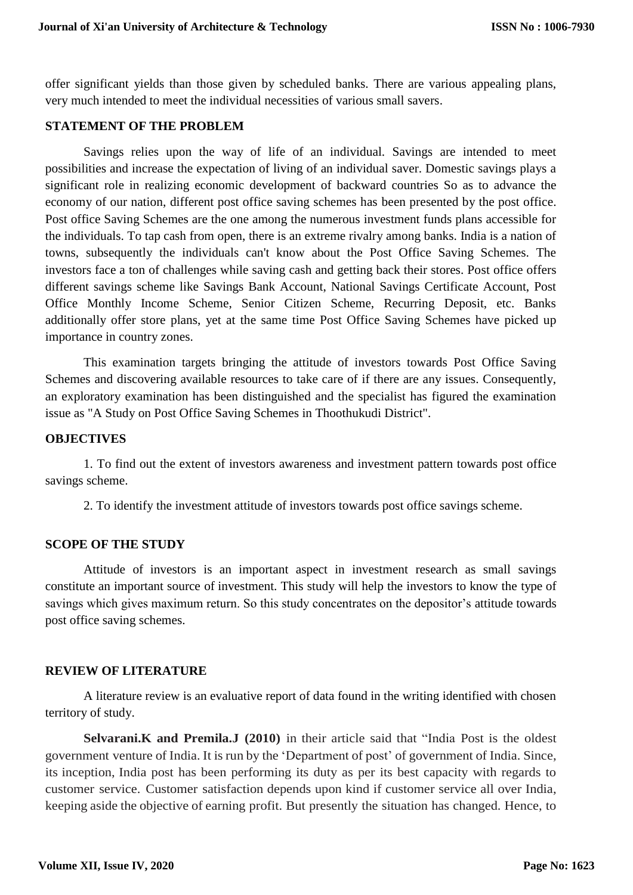offer significant yields than those given by scheduled banks. There are various appealing plans, very much intended to meet the individual necessities of various small savers.

## STATEMENT OF THE PROBLEM

Savings relies upon the way of life of an individual. Savings are intended to meet possibilities and increase the expectation of living of an individual saver. Domestic savings plays a significant role in realizing economic development of backward countries So as to advance the economy of our nation, different post office saving schemes has been presented by the post office. Post office Saving Schemes are the one among the numerous investment funds plans accessible for the individuals. To tap cash from open, there is an extreme rivalry among banks. India is a nation of towns, subsequently the individuals can't know about the Post Office Saving Schemes. The investors face a ton of challenges while saving cash and getting back their stores. Post office offers different savings scheme like Savings Bank Account, National Savings Certificate Account, Post Office Monthly Income Scheme, Senior Citizen Scheme, Recurring Deposit, etc. Banks additionally offer store plans, yet at the same time Post Office Saving Schemes have picked up importance in country zones.

This examination targets bringing the attitude of investors towards Post Office Saving Schemes and discovering available resources to take care of if there are any issues. Consequently, an exploratory examination has been distinguished and the specialist has figured the examination issue as "A Study on Post Office Saving Schemes in Thoothukudi District".

## OBJECTIVES

1. To find out the extent of investors awareness and investment pattern towards post office savings scheme.
2. To identify the investment attitude of investors towards post office savings scheme.

## SCOPE OF THE STUDY

Attitude of investors is an important aspect in investment research as small savings constitute an important source of investment. This study will help the investors to know the type of savings which gives maximum return. So this study concentrates on the depositor's attitude towards post office saving schemes.

## REVIEW OF LITERATURE

A literature review is an evaluative report of data found in the writing identified with chosen territory of study.

**Selvarani.K and Premila.J (2010)** in their article said that "India Post is the oldest government venture of India. It is run by the 'Department of post' of government of India. Since, its inception, India post has been performing its duty as per its best capacity with regards to customer service. Customer satisfaction depends upon kind if customer service all over India, keeping aside the objective of earning profit. But presently the situation has changed. Hence, to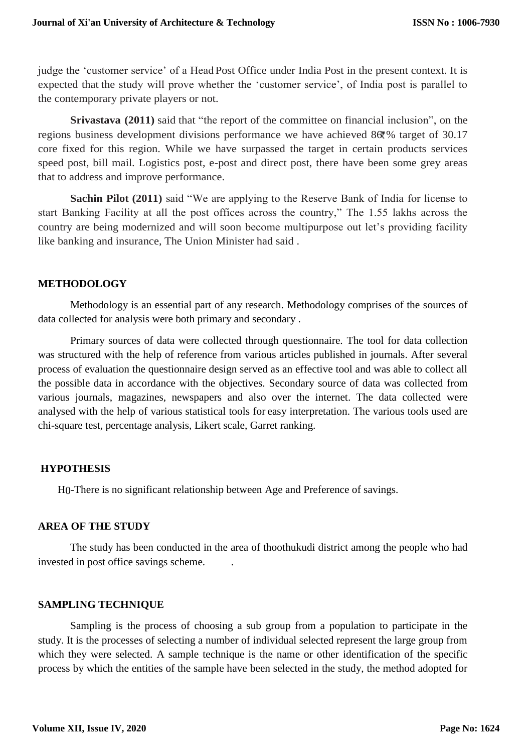judge the 'customer service' of a Head Post Office under India Post in the present context. It is expected that the study will prove whether the 'customer service', of India post is parallel to the contemporary private players or not.

**Srivastava (2011)** said that "the report of the committee on financial inclusion", on the regions business development divisions performance we have achieved 86₹% target of 30.17 core fixed for this region. While we have surpassed the target in certain products services speed post, bill mail. Logistics post, e-post and direct post, there have been some grey areas that to address and improve performance.

**Sachin Pilot (2011)** said "We are applying to the Reserve Bank of India for license to start Banking Facility at all the post offices across the country," The 1.55 lakhs across the country are being modernized and will soon become multipurpose out let's providing facility like banking and insurance, The Union Minister had said .

## METHODOLOGY

Methodology is an essential part of any research. Methodology comprises of the sources of data collected for analysis were both primary and secondary .

Primary sources of data were collected through questionnaire. The tool for data collection was structured with the help of reference from various articles published in journals. After several process of evaluation the questionnaire design served as an effective tool and was able to collect all the possible data in accordance with the objectives. Secondary source of data was collected from various journals, magazines, newspapers and also over the internet. The data collected were analysed with the help of various statistical tools for easy interpretation. The various tools used are chi-square test, percentage analysis, Likert scale, Garret ranking.

## HYPOTHESIS

$H_0$-There is no significant relationship between Age and Preference of savings.

## AREA OF THE STUDY

The study has been conducted in the area of thoothukudi district among the people who had invested in post office savings scheme. .

## SAMPLING TECHNIQUE

Sampling is the process of choosing a sub group from a population to participate in the study. It is the processes of selecting a number of individual selected represent the large group from which they were selected. A sample technique is the name or other identification of the specific process by which the entities of the sample have been selected in the study, the method adopted for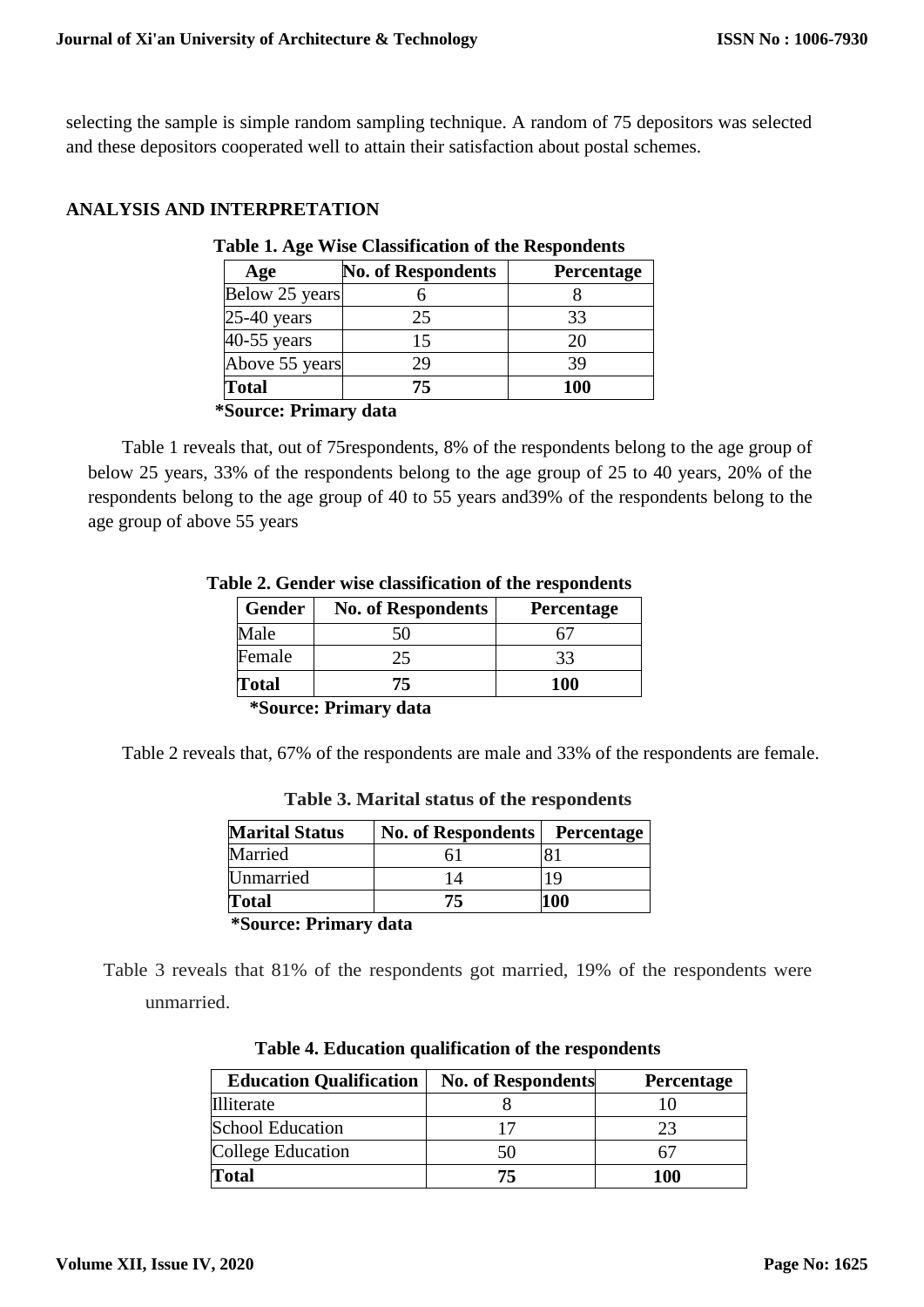selecting the sample is simple random sampling technique. A random of 75 depositors was selected and these depositors cooperated well to attain their satisfaction about postal schemes.

## ANALYSIS AND INTERPRETATION

**Table 1. Age Wise Classification of the Respondents**

| Age | No. of Respondents | Percentage |
|---|---|---|
| Below 25 years | 6 | 8 |
| 25-40 years | 25 | 33 |
| 40-55 years | 15 | 20 |
| Above 55 years | 29 | 39 |
| **Total** | **75** | **100** |

***Source: Primary data**

Table 1 reveals that, out of 75respondents, 8% of the respondents belong to the age group of below 25 years, 33% of the respondents belong to the age group of 25 to 40 years, 20% of the respondents belong to the age group of 40 to 55 years and39% of the respondents belong to the age group of above 55 years

**Table 2. Gender wise classification of the respondents**

| Gender | No. of Respondents | Percentage |
|---|---|---|
| Male | 50 | 67 |
| Female | 25 | 33 |
| **Total** | **75** | **100** |

***Source: Primary data**

Table 2 reveals that, 67% of the respondents are male and 33% of the respondents are female.

**Table 3. Marital status of the respondents**

| Marital Status | No. of Respondents | Percentage |
|---|---|---|
| Married | 61 | 81 |
| Unmarried | 14 | 19 |
| **Total** | **75** | **100** |

***Source: Primary data**

Table 3 reveals that 81% of the respondents got married, 19% of the respondents were unmarried.

**Table 4. Education qualification of the respondents**

| Education Qualification | No. of Respondents | Percentage |
|---|---|---|
| Illiterate | 8 | 10 |
| School Education | 17 | 23 |
| College Education | 50 | 67 |
| **Total** | **75** | **100** |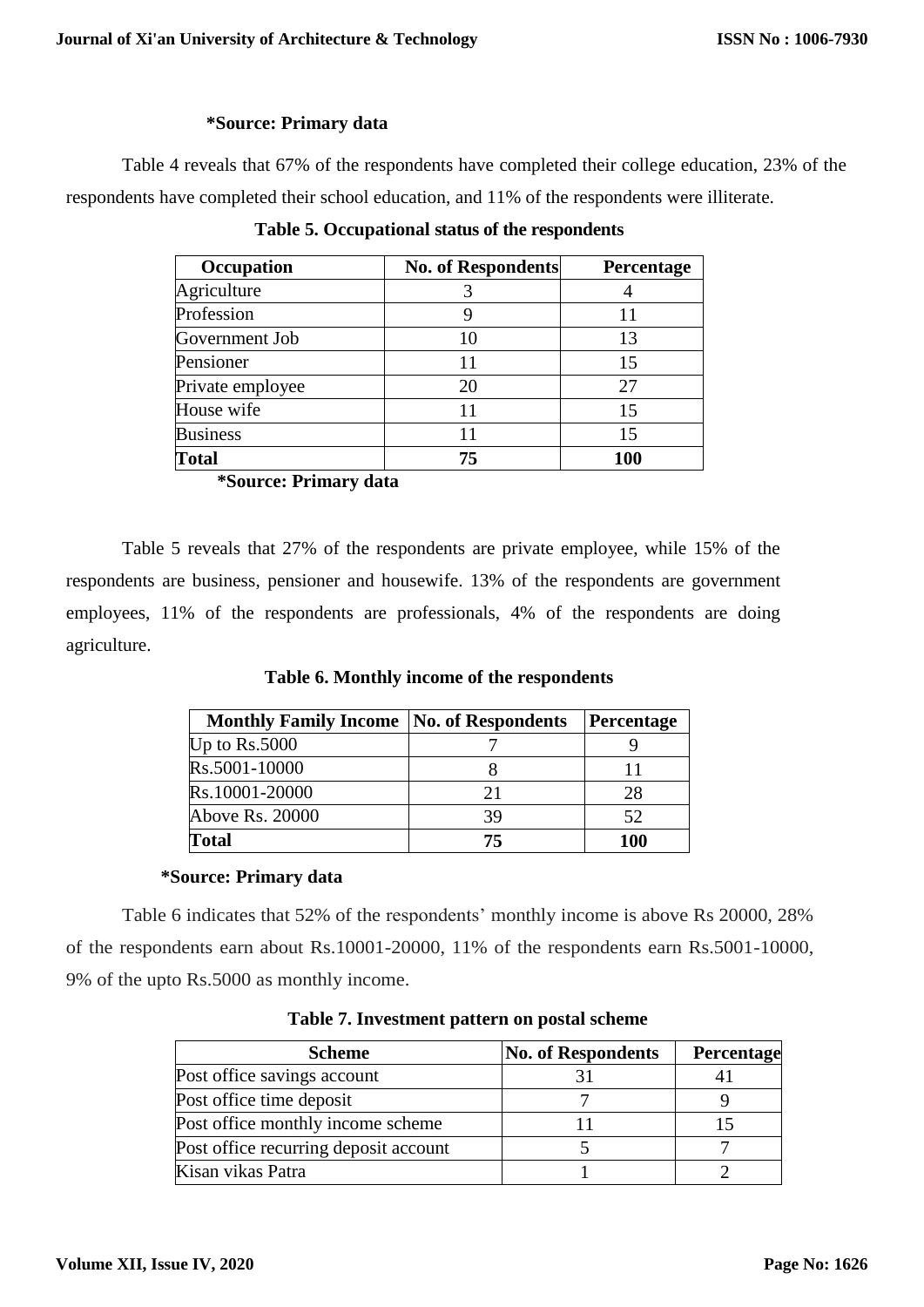**\*Source: Primary data**

Table 4 reveals that 67% of the respondents have completed their college education, 23% of the respondents have completed their school education, and 11% of the respondents were illiterate.

**Table 5. Occupational status of the respondents**

| Occupation | No. of Respondents | Percentage |
|---|---|---|
| Agriculture | 3 | 4 |
| Profession | 9 | 11 |
| Government Job | 10 | 13 |
| Pensioner | 11 | 15 |
| Private employee | 20 | 27 |
| House wife | 11 | 15 |
| Business | 11 | 15 |
| **Total** | **75** | **100** |

**\*Source: Primary data**

Table 5 reveals that 27% of the respondents are private employee, while 15% of the respondents are business, pensioner and housewife. 13% of the respondents are government employees, 11% of the respondents are professionals, 4% of the respondents are doing agriculture.

**Table 6. Monthly income of the respondents**

| Monthly Family Income | No. of Respondents | Percentage |
|---|---|---|
| Up to Rs.5000 | 7 | 9 |
| Rs.5001-10000 | 8 | 11 |
| Rs.10001-20000 | 21 | 28 |
| Above Rs. 20000 | 39 | 52 |
| **Total** | **75** | **100** |

**\*Source: Primary data**

Table 6 indicates that 52% of the respondents' monthly income is above Rs 20000, 28% of the respondents earn about Rs.10001-20000, 11% of the respondents earn Rs.5001-10000, 9% of the upto Rs.5000 as monthly income.

**Table 7. Investment pattern on postal scheme**

| Scheme | No. of Respondents | Percentage |
|---|---|---|
| Post office savings account | 31 | 41 |
| Post office time deposit | 7 | 9 |
| Post office monthly income scheme | 11 | 15 |
| Post office recurring deposit account | 5 | 7 |
| Kisan vikas Patra | 1 | 2 |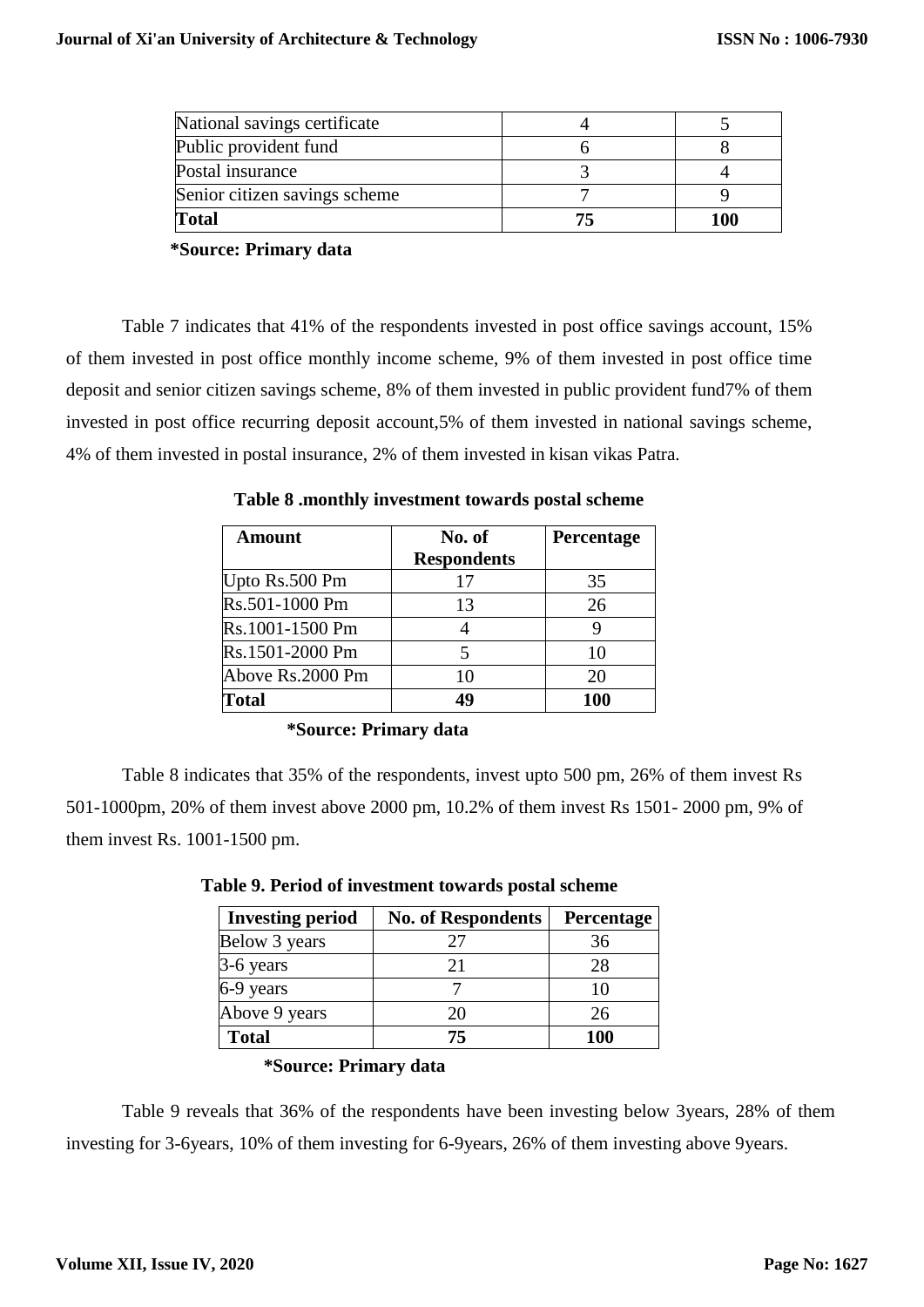| National savings certificate | 4 | 5 |
|---|---|---|
| Public provident fund | 6 | 8 |
| Postal insurance | 3 | 4 |
| Senior citizen savings scheme | 7 | 9 |
| **Total** | **75** | **100** |

**\*Source: Primary data**

Table 7 indicates that 41% of the respondents invested in post office savings account, 15% of them invested in post office monthly income scheme, 9% of them invested in post office time deposit and senior citizen savings scheme, 8% of them invested in public provident fund7% of them invested in post office recurring deposit account,5% of them invested in national savings scheme, 4% of them invested in postal insurance, 2% of them invested in kisan vikas Patra.

**Table 8 .monthly investment towards postal scheme**

| Amount | No. of Respondents | Percentage |
|---|---|---|
| Upto Rs.500 Pm | 17 | 35 |
| Rs.501-1000 Pm | 13 | 26 |
| Rs.1001-1500 Pm | 4 | 9 |
| Rs.1501-2000 Pm | 5 | 10 |
| Above Rs.2000 Pm | 10 | 20 |
| **Total** | **49** | **100** |

**\*Source: Primary data**

Table 8 indicates that 35% of the respondents, invest upto 500 pm, 26% of them invest Rs 501-1000pm, 20% of them invest above 2000 pm, 10.2% of them invest Rs 1501- 2000 pm, 9% of them invest Rs. 1001-1500 pm.

**Table 9. Period of investment towards postal scheme**

| Investing period | No. of Respondents | Percentage |
|---|---|---|
| Below 3 years | 27 | 36 |
| 3-6 years | 21 | 28 |
| 6-9 years | 7 | 10 |
| Above 9 years | 20 | 26 |
| **Total** | **75** | **100** |

**\*Source: Primary data**

Table 9 reveals that 36% of the respondents have been investing below 3years, 28% of them investing for 3-6years, 10% of them investing for 6-9years, 26% of them investing above 9years.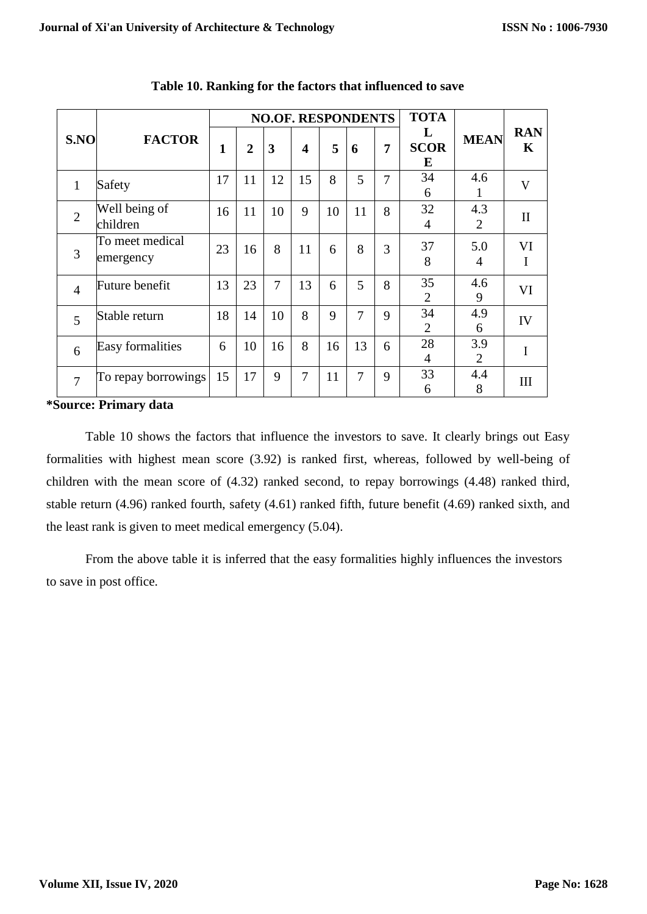**Table 10. Ranking for the factors that influenced to save**

| S.NO | FACTOR | NO.OF. RESPONDENTS | | | | | | | TOTAL SCORE | MEAN | RANK |
|---|---|---|---|---|---|---|---|---|---|---|---|
| | | 1 | 2 | 3 | 4 | 5 | 6 | 7 | | | |
| 1 | Safety | 17 | 11 | 12 | 15 | 8 | 5 | 7 | 346 | 4.61 | V |
| 2 | Well being of children | 16 | 11 | 10 | 9 | 10 | 11 | 8 | 324 | 4.32 | II |
| 3 | To meet medical emergency | 23 | 16 | 8 | 11 | 6 | 8 | 3 | 378 | 5.04 | VII |
| 4 | Future benefit | 13 | 23 | 7 | 13 | 6 | 5 | 8 | 352 | 4.69 | VI |
| 5 | Stable return | 18 | 14 | 10 | 8 | 9 | 7 | 9 | 342 | 4.96 | IV |
| 6 | Easy formalities | 6 | 10 | 16 | 8 | 16 | 13 | 6 | 284 | 3.92 | I |
| 7 | To repay borrowings | 15 | 17 | 9 | 7 | 11 | 7 | 9 | 336 | 4.48 | III |

***Source: Primary data**

Table 10 shows the factors that influence the investors to save. It clearly brings out Easy formalities with highest mean score (3.92) is ranked first, whereas, followed by well-being of children with the mean score of (4.32) ranked second, to repay borrowings (4.48) ranked third, stable return (4.96) ranked fourth, safety (4.61) ranked fifth, future benefit (4.69) ranked sixth, and the least rank is given to meet medical emergency (5.04).

From the above table it is inferred that the easy formalities highly influences the investors to save in post office.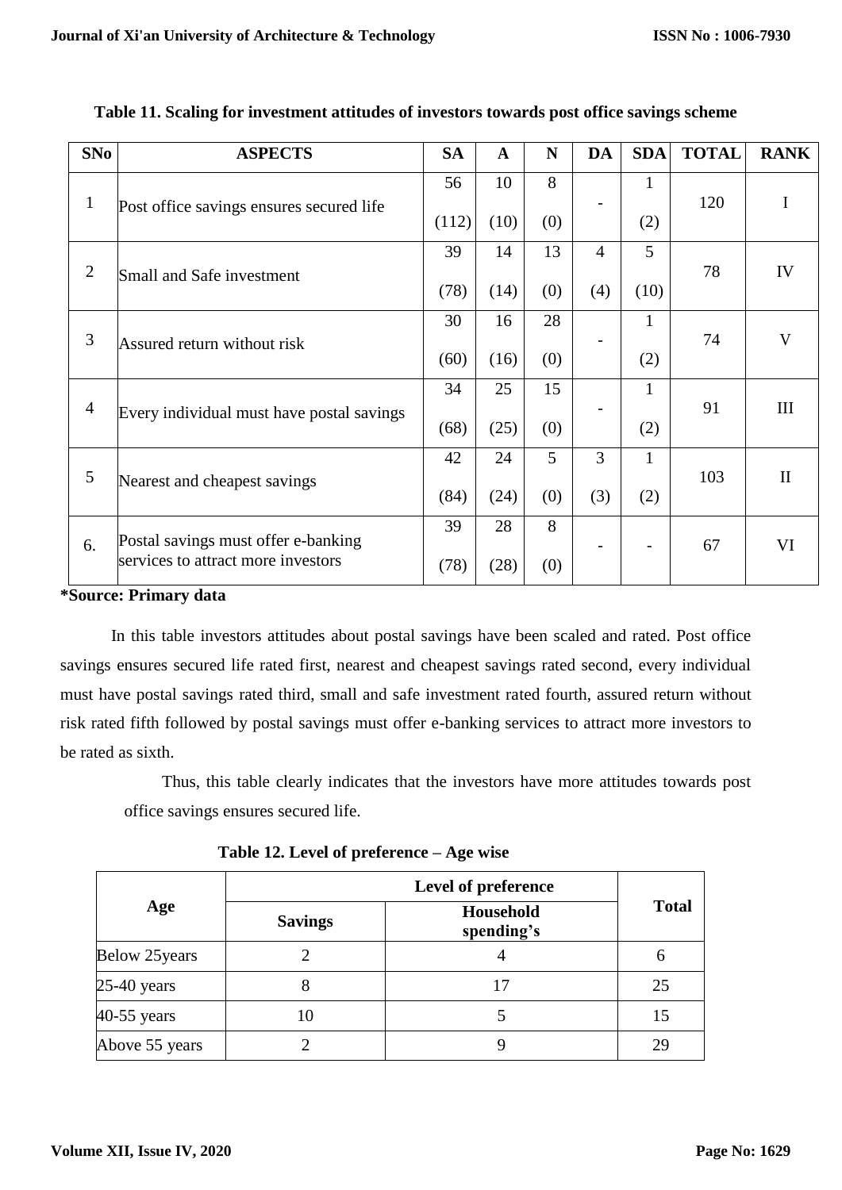**Table 11. Scaling for investment attitudes of investors towards post office savings scheme**

| SNo | ASPECTS | SA | A | N | DA | SDA | TOTAL | RANK |
|---|---|---|---|---|---|---|---|---|
| 1 | Post office savings ensures secured life | 56 (112) | 10 (10) | 8 (0) | - | 1 (2) | 120 | I |
| 2 | Small and Safe investment | 39 (78) | 14 (14) | 13 (0) | 4 (4) | 5 (10) | 78 | IV |
| 3 | Assured return without risk | 30 (60) | 16 (16) | 28 (0) | - | 1 (2) | 74 | V |
| 4 | Every individual must have postal savings | 34 (68) | 25 (25) | 15 (0) | - | 1 (2) | 91 | III |
| 5 | Nearest and cheapest savings | 42 (84) | 24 (24) | 5 (0) | 3 (3) | 1 (2) | 103 | II |
| 6. | Postal savings must offer e-banking services to attract more investors | 39 (78) | 28 (28) | 8 (0) | - | - | 67 | VI |

***Source: Primary data**

In this table investors attitudes about postal savings have been scaled and rated. Post office savings ensures secured life rated first, nearest and cheapest savings rated second, every individual must have postal savings rated third, small and safe investment rated fourth, assured return without risk rated fifth followed by postal savings must offer e-banking services to attract more investors to be rated as sixth.

Thus, this table clearly indicates that the investors have more attitudes towards post office savings ensures secured life.

**Table 12. Level of preference – Age wise**

| Age | Level of preference | | Total |
|---|---|---|---|
| | Savings | Household spending's | |
| Below 25years | 2 | 4 | 6 |
| 25-40 years | 8 | 17 | 25 |
| 40-55 years | 10 | 5 | 15 |
| Above 55 years | 2 | 9 | 29 |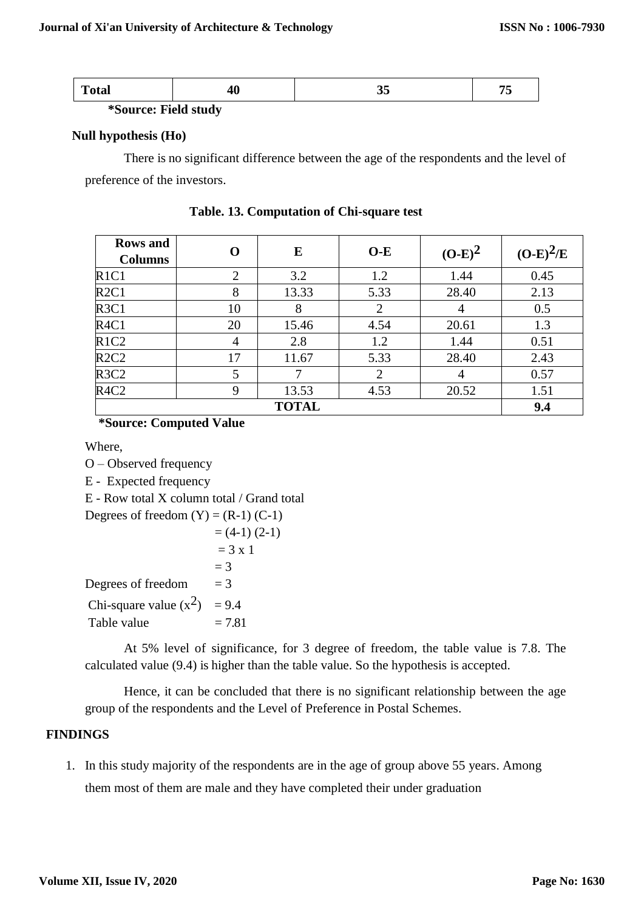| Total | 40 | 35 | 75 |
|---|---|---|---|

***Source: Field study**

**Null hypothesis (Ho)**

There is no significant difference between the age of the respondents and the level of preference of the investors.

**Table. 13. Computation of Chi-square test**

| Rows and Columns | O | E | O-E | $(O-E)^2$ | $(O-E)^2/E$ |
|---|---|---|---|---|---|
| R1C1 | 2 | 3.2 | 1.2 | 1.44 | 0.45 |
| R2C1 | 8 | 13.33 | 5.33 | 28.40 | 2.13 |
| R3C1 | 10 | 8 | 2 | 4 | 0.5 |
| R4C1 | 20 | 15.46 | 4.54 | 20.61 | 1.3 |
| R1C2 | 4 | 2.8 | 1.2 | 1.44 | 0.51 |
| R2C2 | 17 | 11.67 | 5.33 | 28.40 | 2.43 |
| R3C2 | 5 | 7 | 2 | 4 | 0.57 |
| R4C2 | 9 | 13.53 | 4.53 | 20.52 | 1.51 |
| **TOTAL** | | | | | **9.4** |

***Source: Computed Value**

Where,

O – Observed frequency

E - Expected frequency

E - Row total X column total / Grand total

Degrees of freedom (Y) = (R-1) (C-1)

= (4-1) (2-1)

= 3 x 1

= 3

Degrees of freedom = 3

Chi-square value ($x^2$) = 9.4

Table value = 7.81

At 5% level of significance, for 3 degree of freedom, the table value is 7.8. The calculated value (9.4) is higher than the table value. So the hypothesis is accepted.

Hence, it can be concluded that there is no significant relationship between the age group of the respondents and the Level of Preference in Postal Schemes.

## FINDINGS

1. In this study majority of the respondents are in the age of group above 55 years. Among them most of them are male and they have completed their under graduation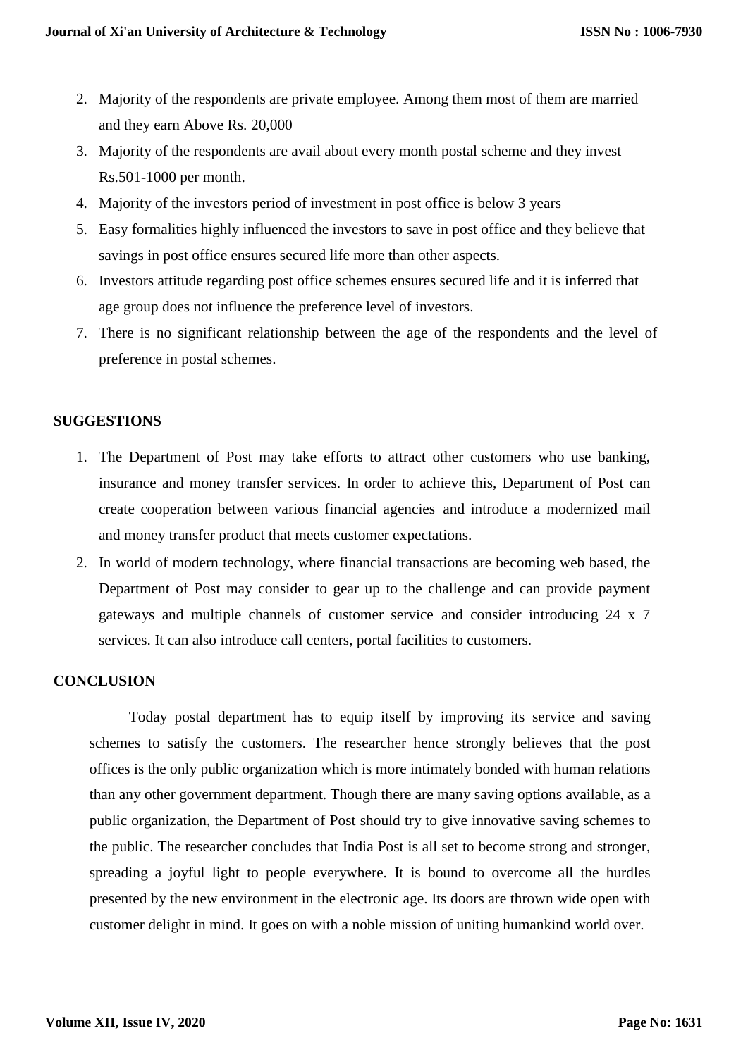2. Majority of the respondents are private employee. Among them most of them are married and they earn Above Rs. 20,000
3. Majority of the respondents are avail about every month postal scheme and they invest Rs.501-1000 per month.
4. Majority of the investors period of investment in post office is below 3 years
5. Easy formalities highly influenced the investors to save in post office and they believe that savings in post office ensures secured life more than other aspects.
6. Investors attitude regarding post office schemes ensures secured life and it is inferred that age group does not influence the preference level of investors.
7. There is no significant relationship between the age of the respondents and the level of preference in postal schemes.

## SUGGESTIONS

1. The Department of Post may take efforts to attract other customers who use banking, insurance and money transfer services. In order to achieve this, Department of Post can create cooperation between various financial agencies and introduce a modernized mail and money transfer product that meets customer expectations.
2. In world of modern technology, where financial transactions are becoming web based, the Department of Post may consider to gear up to the challenge and can provide payment gateways and multiple channels of customer service and consider introducing 24 x 7 services. It can also introduce call centers, portal facilities to customers.

## CONCLUSION

Today postal department has to equip itself by improving its service and saving schemes to satisfy the customers. The researcher hence strongly believes that the post offices is the only public organization which is more intimately bonded with human relations than any other government department. Though there are many saving options available, as a public organization, the Department of Post should try to give innovative saving schemes to the public. The researcher concludes that India Post is all set to become strong and stronger, spreading a joyful light to people everywhere. It is bound to overcome all the hurdles presented by the new environment in the electronic age. Its doors are thrown wide open with customer delight in mind. It goes on with a noble mission of uniting humankind world over.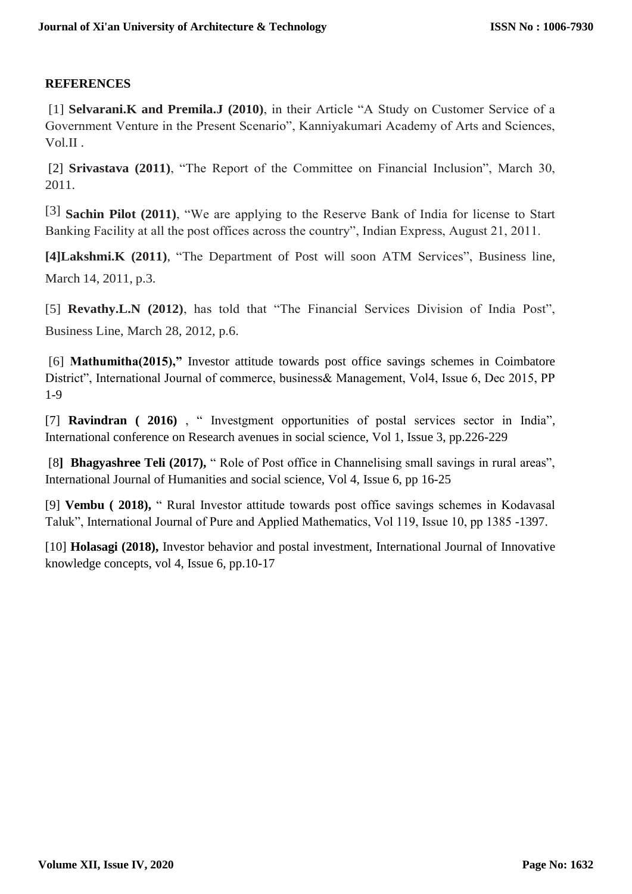## REFERENCES

[1] **Selvarani.K and Premila.J (2010)**, in their Article "A Study on Customer Service of a Government Venture in the Present Scenario", Kanniyakumari Academy of Arts and Sciences, Vol.II .

[2] **Srivastava (2011)**, "The Report of the Committee on Financial Inclusion", March 30, 2011.

[3] **Sachin Pilot (2011)**, "We are applying to the Reserve Bank of India for license to Start Banking Facility at all the post offices across the country", Indian Express, August 21, 2011.

**[4]Lakshmi.K (2011)**, "The Department of Post will soon ATM Services", Business line, March 14, 2011, p.3.

[5] **Revathy.L.N (2012)**, has told that "The Financial Services Division of India Post", Business Line, March 28, 2012, p.6.

[6] **Mathumitha(2015),"** Investor attitude towards post office savings schemes in Coimbatore District", International Journal of commerce, business& Management, Vol4, Issue 6, Dec 2015, PP 1-9

[7] **Ravindran ( 2016)** , " Investgment opportunities of postal services sector in India", International conference on Research avenues in social science, Vol 1, Issue 3, pp.226-229

[8**] Bhagyashree Teli (2017),** " Role of Post office in Channelising small savings in rural areas", International Journal of Humanities and social science, Vol 4, Issue 6, pp 16-25

[9] **Vembu ( 2018),** " Rural Investor attitude towards post office savings schemes in Kodavasal Taluk", International Journal of Pure and Applied Mathematics, Vol 119, Issue 10, pp 1385 -1397.

[10] **Holasagi (2018),** Investor behavior and postal investment, International Journal of Innovative knowledge concepts, vol 4, Issue 6, pp.10-17